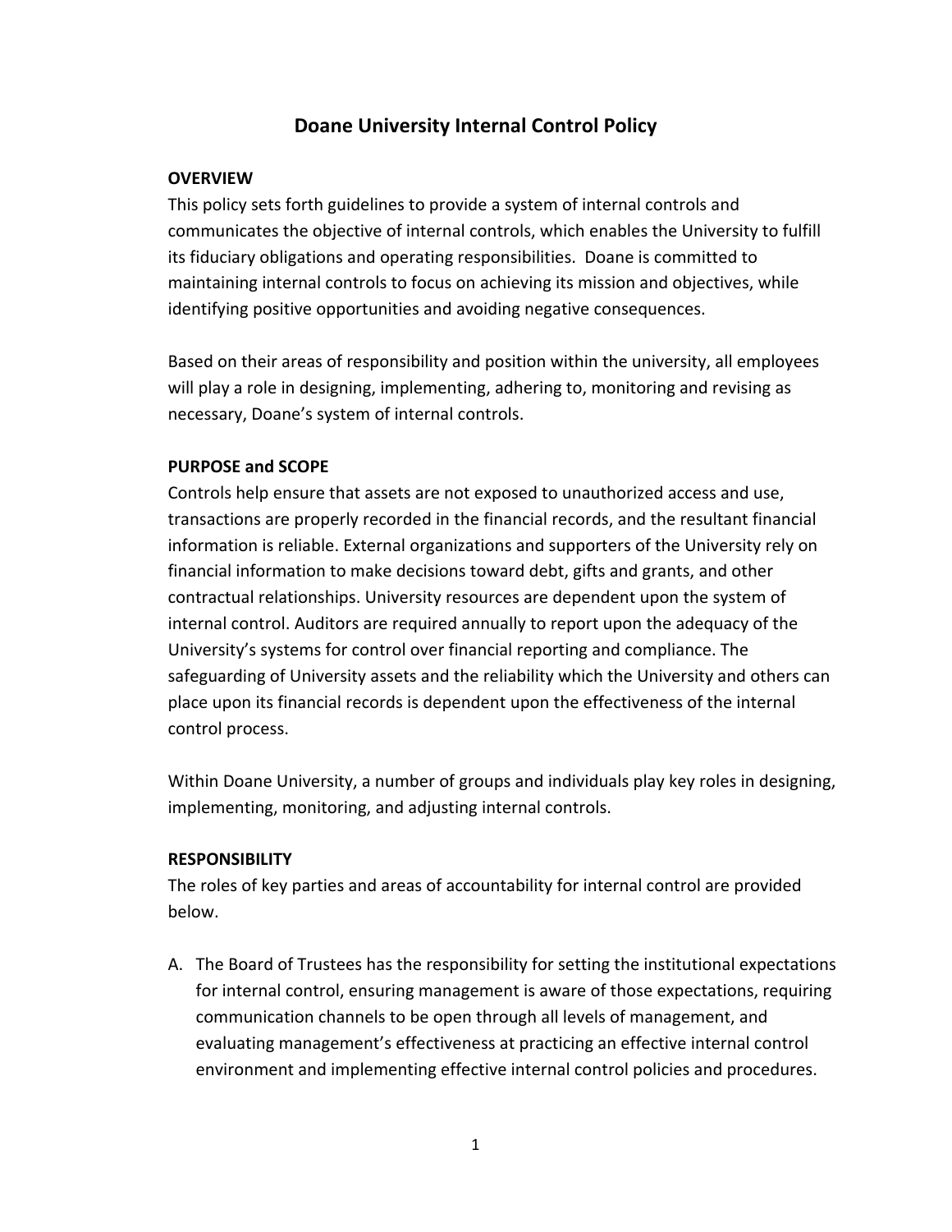# Doane University Internal Control Policy

## OVERVIEW

This policy sets forth guidelines to provide a system of internal controls and communicates the objective of internal controls, which enables the University to fulfill its fiduciary obligations and operating responsibilities. Doane is committed to maintaining internal controls to focus on achieving its mission and objectives, while identifying positive opportunities and avoiding negative consequences.

Based on their areas of responsibility and position within the university, all employees will play a role in designing, implementing, adhering to, monitoring and revising as necessary, Doane's system of internal controls.

## PURPOSE and SCOPE

Controls help ensure that assets are not exposed to unauthorized access and use, transactions are properly recorded in the financial records, and the resultant financial information is reliable. External organizations and supporters of the University rely on financial information to make decisions toward debt, gifts and grants, and other contractual relationships. University resources are dependent upon the system of internal control. Auditors are required annually to report upon the adequacy of the University's systems for control over financial reporting and compliance. The safeguarding of University assets and the reliability which the University and others can place upon its financial records is dependent upon the effectiveness of the internal control process.

Within Doane University, a number of groups and individuals play key roles in designing, implementing, monitoring, and adjusting internal controls.

## RESPONSIBILITY

The roles of key parties and areas of accountability for internal control are provided below.

A. The Board of Trustees has the responsibility for setting the institutional expectations for internal control, ensuring management is aware of those expectations, requiring communication channels to be open through all levels of management, and evaluating management's effectiveness at practicing an effective internal control environment and implementing effective internal control policies and procedures.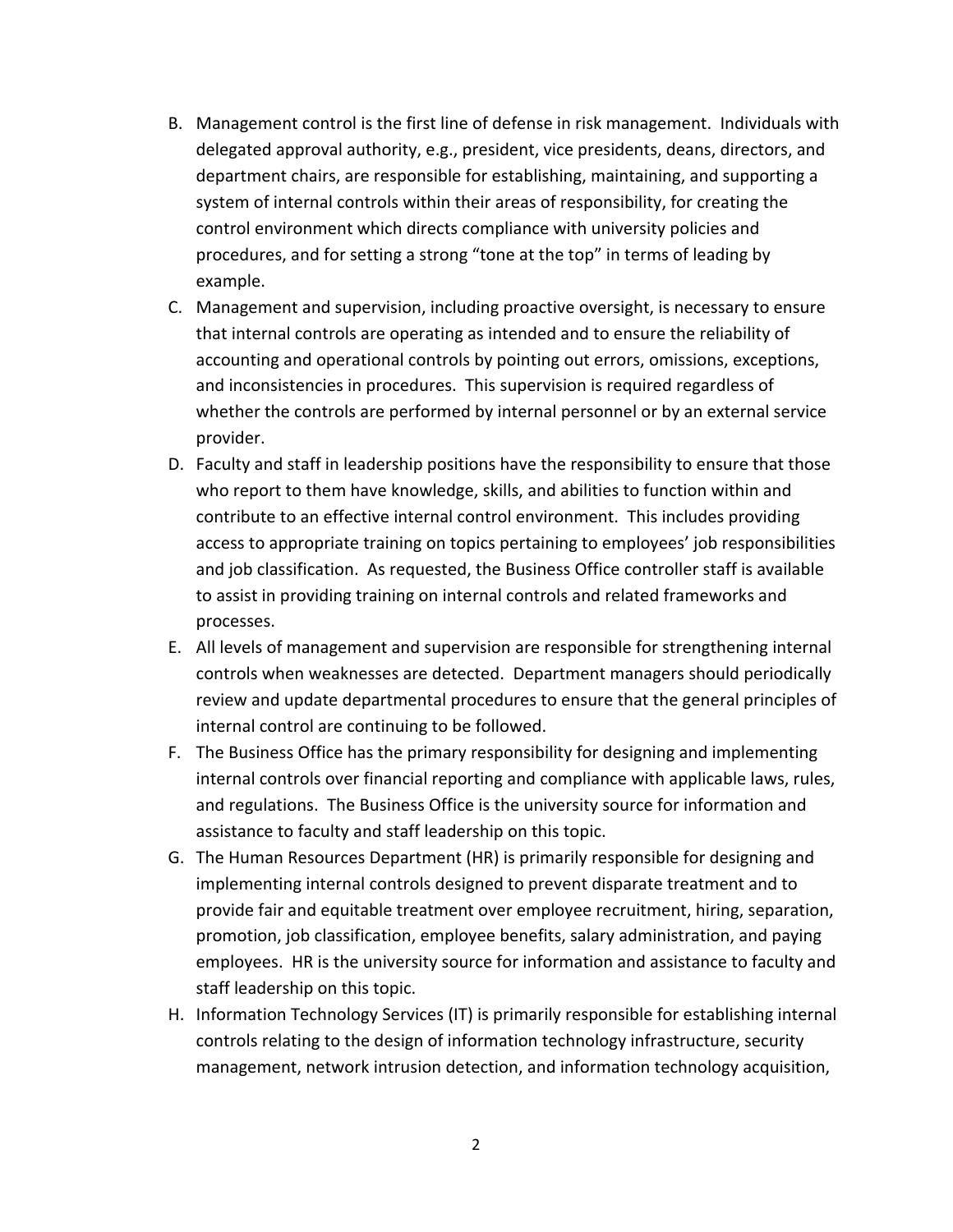B. Management control is the first line of defense in risk management. Individuals with delegated approval authority, e.g., president, vice presidents, deans, directors, and department chairs, are responsible for establishing, maintaining, and supporting a system of internal controls within their areas of responsibility, for creating the control environment which directs compliance with university policies and procedures, and for setting a strong "tone at the top" in terms of leading by example.

C. Management and supervision, including proactive oversight, is necessary to ensure that internal controls are operating as intended and to ensure the reliability of accounting and operational controls by pointing out errors, omissions, exceptions, and inconsistencies in procedures. This supervision is required regardless of whether the controls are performed by internal personnel or by an external service provider.

D. Faculty and staff in leadership positions have the responsibility to ensure that those who report to them have knowledge, skills, and abilities to function within and contribute to an effective internal control environment. This includes providing access to appropriate training on topics pertaining to employees' job responsibilities and job classification. As requested, the Business Office controller staff is available to assist in providing training on internal controls and related frameworks and processes.

E. All levels of management and supervision are responsible for strengthening internal controls when weaknesses are detected. Department managers should periodically review and update departmental procedures to ensure that the general principles of internal control are continuing to be followed.

F. The Business Office has the primary responsibility for designing and implementing internal controls over financial reporting and compliance with applicable laws, rules, and regulations. The Business Office is the university source for information and assistance to faculty and staff leadership on this topic.

G. The Human Resources Department (HR) is primarily responsible for designing and implementing internal controls designed to prevent disparate treatment and to provide fair and equitable treatment over employee recruitment, hiring, separation, promotion, job classification, employee benefits, salary administration, and paying employees. HR is the university source for information and assistance to faculty and staff leadership on this topic.

H. Information Technology Services (IT) is primarily responsible for establishing internal controls relating to the design of information technology infrastructure, security management, network intrusion detection, and information technology acquisition,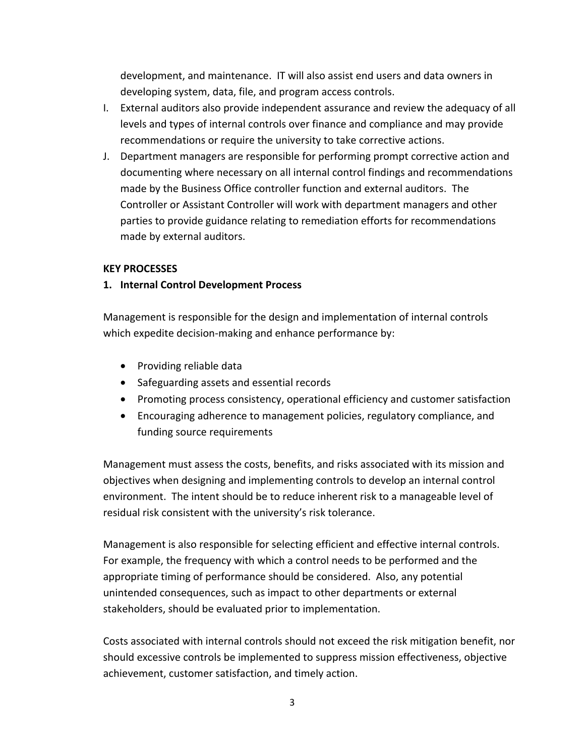development, and maintenance. IT will also assist end users and data owners in developing system, data, file, and program access controls.

I. External auditors also provide independent assurance and review the adequacy of all levels and types of internal controls over finance and compliance and may provide recommendations or require the university to take corrective actions.

J. Department managers are responsible for performing prompt corrective action and documenting where necessary on all internal control findings and recommendations made by the Business Office controller function and external auditors. The Controller or Assistant Controller will work with department managers and other parties to provide guidance relating to remediation efforts for recommendations made by external auditors.

**KEY PROCESSES**

**1. Internal Control Development Process**

Management is responsible for the design and implementation of internal controls which expedite decision-making and enhance performance by:

- Providing reliable data
- Safeguarding assets and essential records
- Promoting process consistency, operational efficiency and customer satisfaction
- Encouraging adherence to management policies, regulatory compliance, and funding source requirements

Management must assess the costs, benefits, and risks associated with its mission and objectives when designing and implementing controls to develop an internal control environment. The intent should be to reduce inherent risk to a manageable level of residual risk consistent with the university's risk tolerance.

Management is also responsible for selecting efficient and effective internal controls. For example, the frequency with which a control needs to be performed and the appropriate timing of performance should be considered. Also, any potential unintended consequences, such as impact to other departments or external stakeholders, should be evaluated prior to implementation.

Costs associated with internal controls should not exceed the risk mitigation benefit, nor should excessive controls be implemented to suppress mission effectiveness, objective achievement, customer satisfaction, and timely action.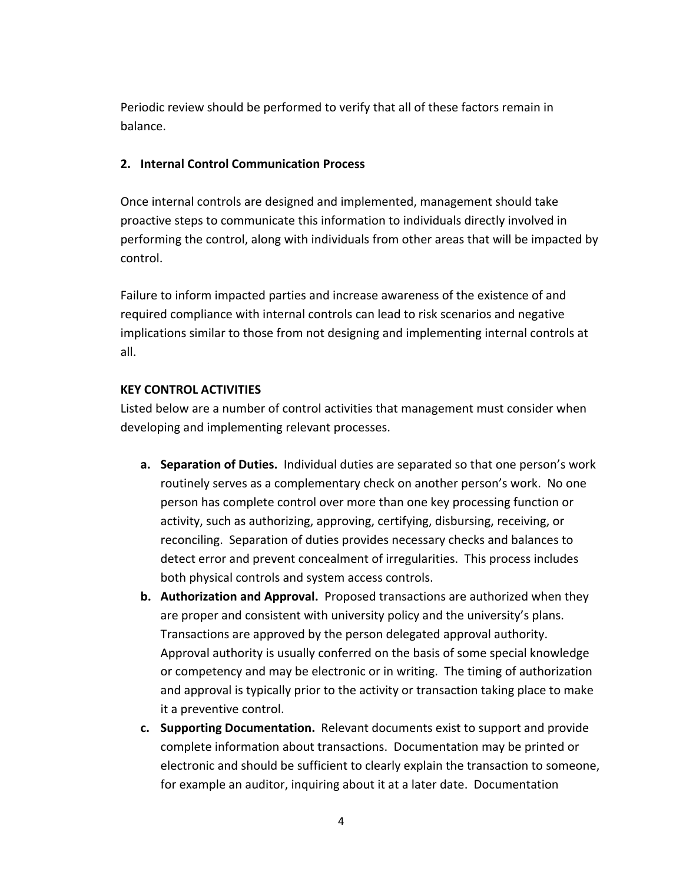Periodic review should be performed to verify that all of these factors remain in balance.

**2. Internal Control Communication Process**

Once internal controls are designed and implemented, management should take proactive steps to communicate this information to individuals directly involved in performing the control, along with individuals from other areas that will be impacted by control.

Failure to inform impacted parties and increase awareness of the existence of and required compliance with internal controls can lead to risk scenarios and negative implications similar to those from not designing and implementing internal controls at all.

**KEY CONTROL ACTIVITIES**

Listed below are a number of control activities that management must consider when developing and implementing relevant processes.

a. **Separation of Duties.** Individual duties are separated so that one person's work routinely serves as a complementary check on another person's work. No one person has complete control over more than one key processing function or activity, such as authorizing, approving, certifying, disbursing, receiving, or reconciling. Separation of duties provides necessary checks and balances to detect error and prevent concealment of irregularities. This process includes both physical controls and system access controls.

b. **Authorization and Approval.** Proposed transactions are authorized when they are proper and consistent with university policy and the university's plans. Transactions are approved by the person delegated approval authority. Approval authority is usually conferred on the basis of some special knowledge or competency and may be electronic or in writing. The timing of authorization and approval is typically prior to the activity or transaction taking place to make it a preventive control.

c. **Supporting Documentation.** Relevant documents exist to support and provide complete information about transactions. Documentation may be printed or electronic and should be sufficient to clearly explain the transaction to someone, for example an auditor, inquiring about it at a later date. Documentation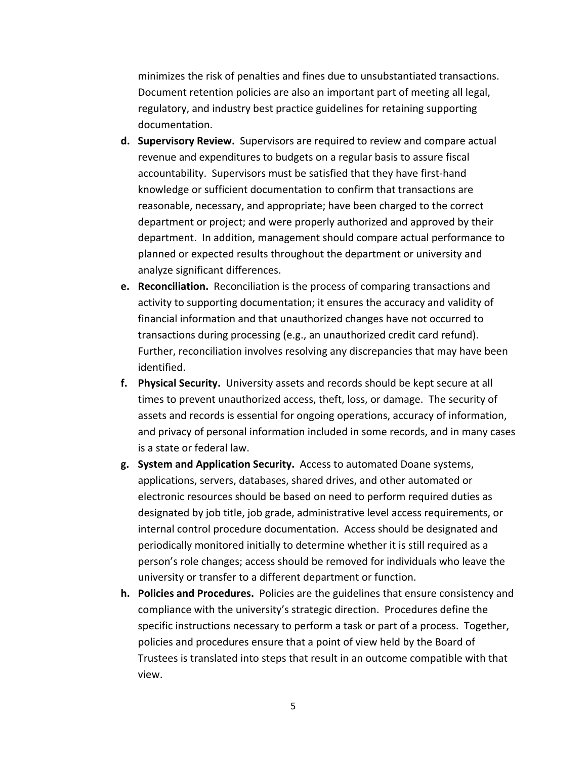minimizes the risk of penalties and fines due to unsubstantiated transactions. Document retention policies are also an important part of meeting all legal, regulatory, and industry best practice guidelines for retaining supporting documentation.

d. **Supervisory Review.** Supervisors are required to review and compare actual revenue and expenditures to budgets on a regular basis to assure fiscal accountability. Supervisors must be satisfied that they have first-hand knowledge or sufficient documentation to confirm that transactions are reasonable, necessary, and appropriate; have been charged to the correct department or project; and were properly authorized and approved by their department. In addition, management should compare actual performance to planned or expected results throughout the department or university and analyze significant differences.

e. **Reconciliation.** Reconciliation is the process of comparing transactions and activity to supporting documentation; it ensures the accuracy and validity of financial information and that unauthorized changes have not occurred to transactions during processing (e.g., an unauthorized credit card refund). Further, reconciliation involves resolving any discrepancies that may have been identified.

f. **Physical Security.** University assets and records should be kept secure at all times to prevent unauthorized access, theft, loss, or damage. The security of assets and records is essential for ongoing operations, accuracy of information, and privacy of personal information included in some records, and in many cases is a state or federal law.

g. **System and Application Security.** Access to automated Doane systems, applications, servers, databases, shared drives, and other automated or electronic resources should be based on need to perform required duties as designated by job title, job grade, administrative level access requirements, or internal control procedure documentation. Access should be designated and periodically monitored initially to determine whether it is still required as a person's role changes; access should be removed for individuals who leave the university or transfer to a different department or function.

h. **Policies and Procedures.** Policies are the guidelines that ensure consistency and compliance with the university's strategic direction. Procedures define the specific instructions necessary to perform a task or part of a process. Together, policies and procedures ensure that a point of view held by the Board of Trustees is translated into steps that result in an outcome compatible with that view.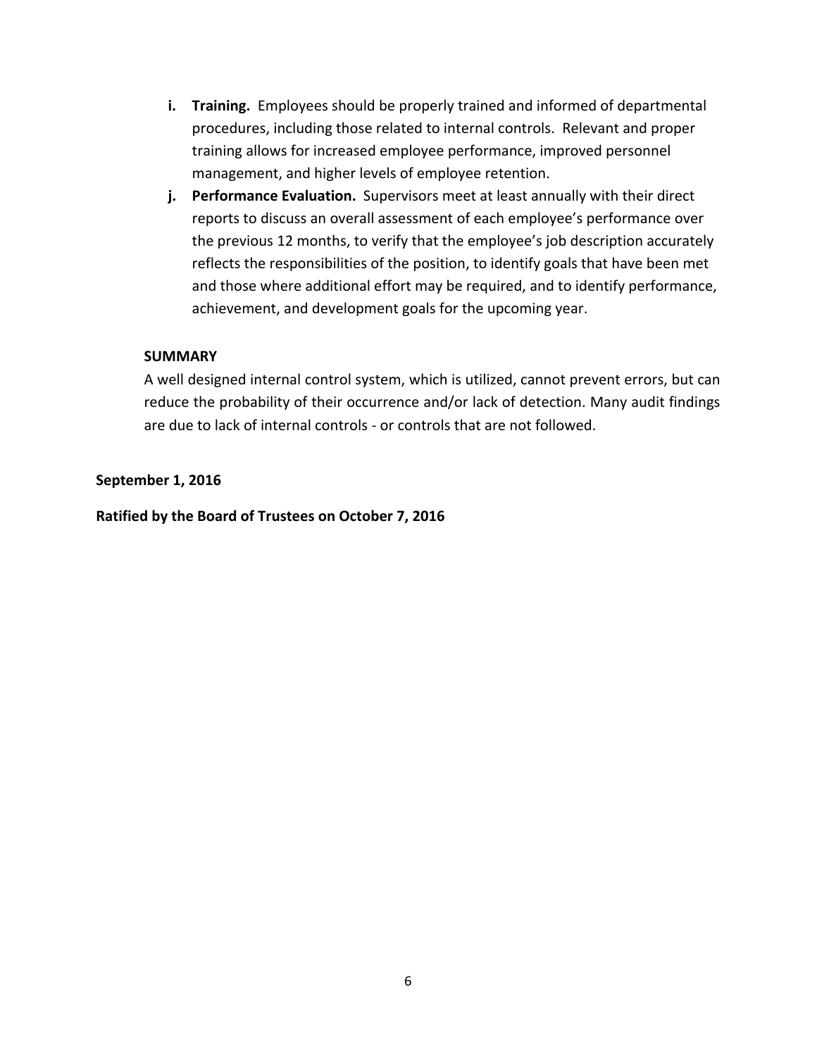i. **Training.** Employees should be properly trained and informed of departmental procedures, including those related to internal controls. Relevant and proper training allows for increased employee performance, improved personnel management, and higher levels of employee retention.

j. **Performance Evaluation.** Supervisors meet at least annually with their direct reports to discuss an overall assessment of each employee's performance over the previous 12 months, to verify that the employee's job description accurately reflects the responsibilities of the position, to identify goals that have been met and those where additional effort may be required, and to identify performance, achievement, and development goals for the upcoming year.

**SUMMARY**

A well designed internal control system, which is utilized, cannot prevent errors, but can reduce the probability of their occurrence and/or lack of detection. Many audit findings are due to lack of internal controls - or controls that are not followed.

**September 1, 2016**

**Ratified by the Board of Trustees on October 7, 2016**